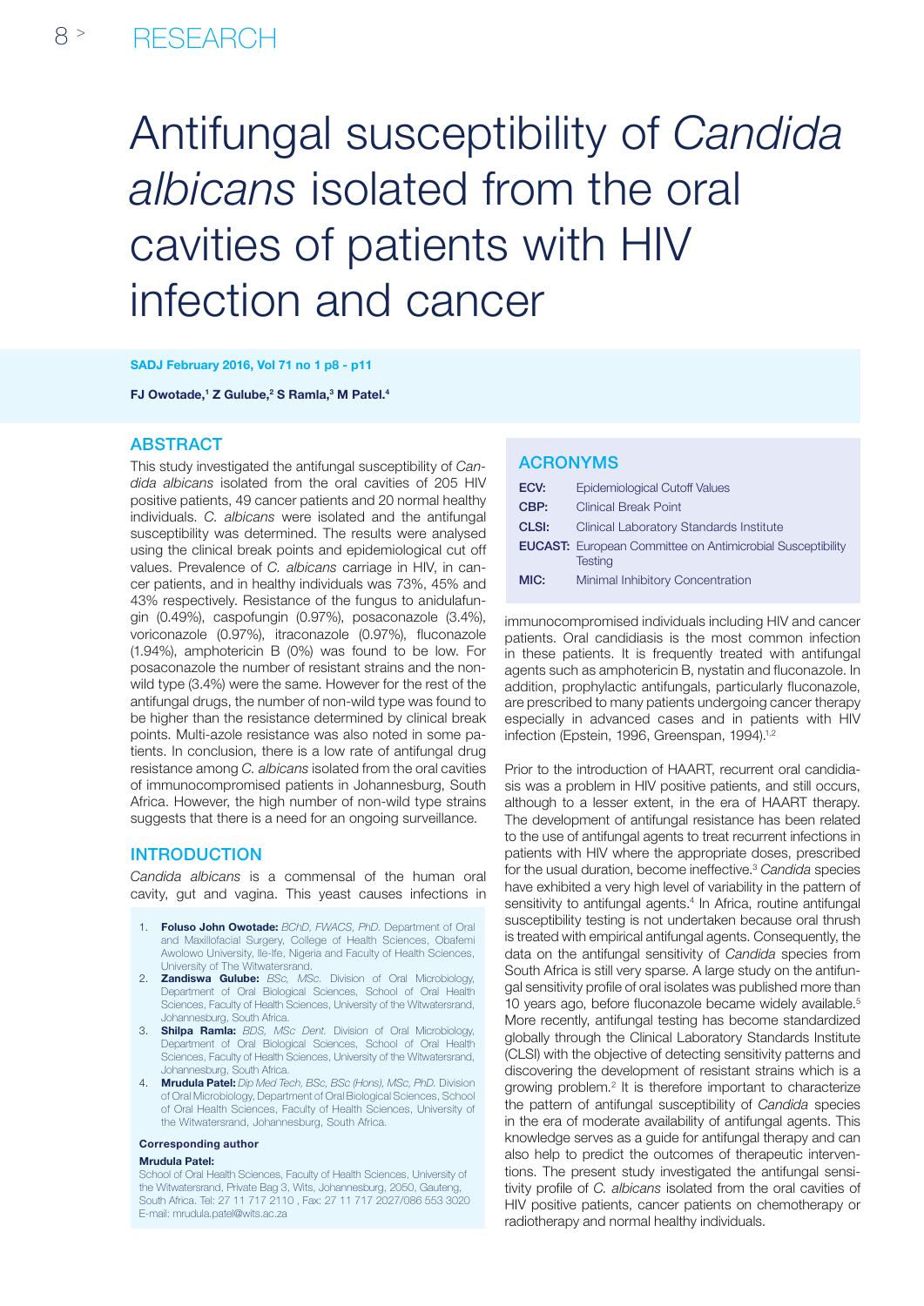# Antifungal susceptibility of *Candida albicans* isolated from the oral cavities of patients with HIV infection and cancer

SADJ February 2016, Vol 71 no 1 p8 - p11

**FJ Owotade,[1] Z Gulube,[2] S Ramla,[3] M Patel.[4]**

## ABSTRACT

This study investigated the antifungal susceptibility of *Candida albicans* isolated from the oral cavities of 205 HIV positive patients, 49 cancer patients and 20 normal healthy individuals. *C. albicans* were isolated and the antifungal susceptibility was determined. The results were analysed using the clinical break points and epidemiological cut off values. Prevalence of *C. albicans* carriage in HIV, in cancer patients, and in healthy individuals was 73%, 45% and 43% respectively. Resistance of the fungus to anidulafungin (0.49%), caspofungin (0.97%), posaconazole (3.4%), voriconazole (0.97%), itraconazole (0.97%), fluconazole (1.94%), amphotericin B (0%) was found to be low. For posaconazole the number of resistant strains and the non-wild type (3.4%) were the same. However for the rest of the antifungal drugs, the number of non-wild type was found to be higher than the resistance determined by clinical break points. Multi-azole resistance was also noted in some patients. In conclusion, there is a low rate of antifungal drug resistance among *C. albicans* isolated from the oral cavities of immunocompromised patients in Johannesburg, South Africa. However, the high number of non-wild type strains suggests that there is a need for an ongoing surveillance.

## INTRODUCTION

*Candida albicans* is a commensal of the human oral cavity, gut and vagina. This yeast causes infections in immunocompromised individuals including HIV and cancer patients. Oral candidiasis is the most common infection in these patients. It is frequently treated with antifungal agents such as amphotericin B, nystatin and fluconazole. In addition, prophylactic antifungals, particularly fluconazole, are prescribed to many patients undergoing cancer therapy especially in advanced cases and in patients with HIV infection (Epstein, 1996, Greenspan, 1994).[1,2]

Prior to the introduction of HAART, recurrent oral candidiasis was a problem in HIV positive patients, and still occurs, although to a lesser extent, in the era of HAART therapy. The development of antifungal resistance has been related to the use of antifungal agents to treat recurrent infections in patients with HIV where the appropriate doses, prescribed for the usual duration, become ineffective.[3] *Candida* species have exhibited a very high level of variability in the pattern of sensitivity to antifungal agents.[4] In Africa, routine antifungal susceptibility testing is not undertaken because oral thrush is treated with empirical antifungal agents. Consequently, the data on the antifungal sensitivity of *Candida* species from South Africa is still very sparse. A large study on the antifungal sensitivity profile of oral isolates was published more than 10 years ago, before fluconazole became widely available.[5] More recently, antifungal testing has become standardized globally through the Clinical Laboratory Standards Institute (CLSI) with the objective of detecting sensitivity patterns and discovering the development of resistant strains which is a growing problem.[2] It is therefore important to characterize the pattern of antifungal susceptibility of *Candida* species in the era of moderate availability of antifungal agents. This knowledge serves as a guide for antifungal therapy and can also help to predict the outcomes of therapeutic interventions. The present study investigated the antifungal sensitivity profile of *C. albicans* isolated from the oral cavities of HIV positive patients, cancer patients on chemotherapy or radiotherapy and normal healthy individuals.

## ACRONYMS

| | |
|---|---|
| **ECV:** | Epidemiological Cutoff Values |
| **CBP:** | Clinical Break Point |
| **CLSI:** | Clinical Laboratory Standards Institute |
| **EUCAST:** | European Committee on Antimicrobial Susceptibility Testing |
| **MIC:** | Minimal Inhibitory Concentration |

1. **Foluso John Owotade:** *BChD, FWACS, PhD.* Department of Oral and Maxillofacial Surgery, College of Health Sciences, Obafemi Awolowo University, Ile-Ife, Nigeria and Faculty of Health Sciences, University of The Witwatersrand.
2. **Zandiswa Gulube:** *BSc, MSc.* Division of Oral Microbiology, Department of Oral Biological Sciences, School of Oral Health Sciences, Faculty of Health Sciences, University of the Witwatersrand, Johannesburg, South Africa.
3. **Shilpa Ramla:** *BDS, MSc Dent.* Division of Oral Microbiology, Department of Oral Biological Sciences, School of Oral Health Sciences, Faculty of Health Sciences, University of the Witwatersrand, Johannesburg, South Africa.
4. **Mrudula Patel:** *Dip Med Tech, BSc, BSc (Hons), MSc, PhD.* Division of Oral Microbiology, Department of Oral Biological Sciences, School of Oral Health Sciences, Faculty of Health Sciences, University of the Witwatersrand, Johannesburg, South Africa.

**Corresponding author**

**Mrudula Patel:**

School of Oral Health Sciences, Faculty of Health Sciences, University of the Witwatersrand, Private Bag 3, Wits, Johannesburg, 2050, Gauteng, South Africa. Tel: 27 11 717 2110 , Fax: 27 11 717 2027/086 553 3020
E-mail: mrudula.patel@wits.ac.za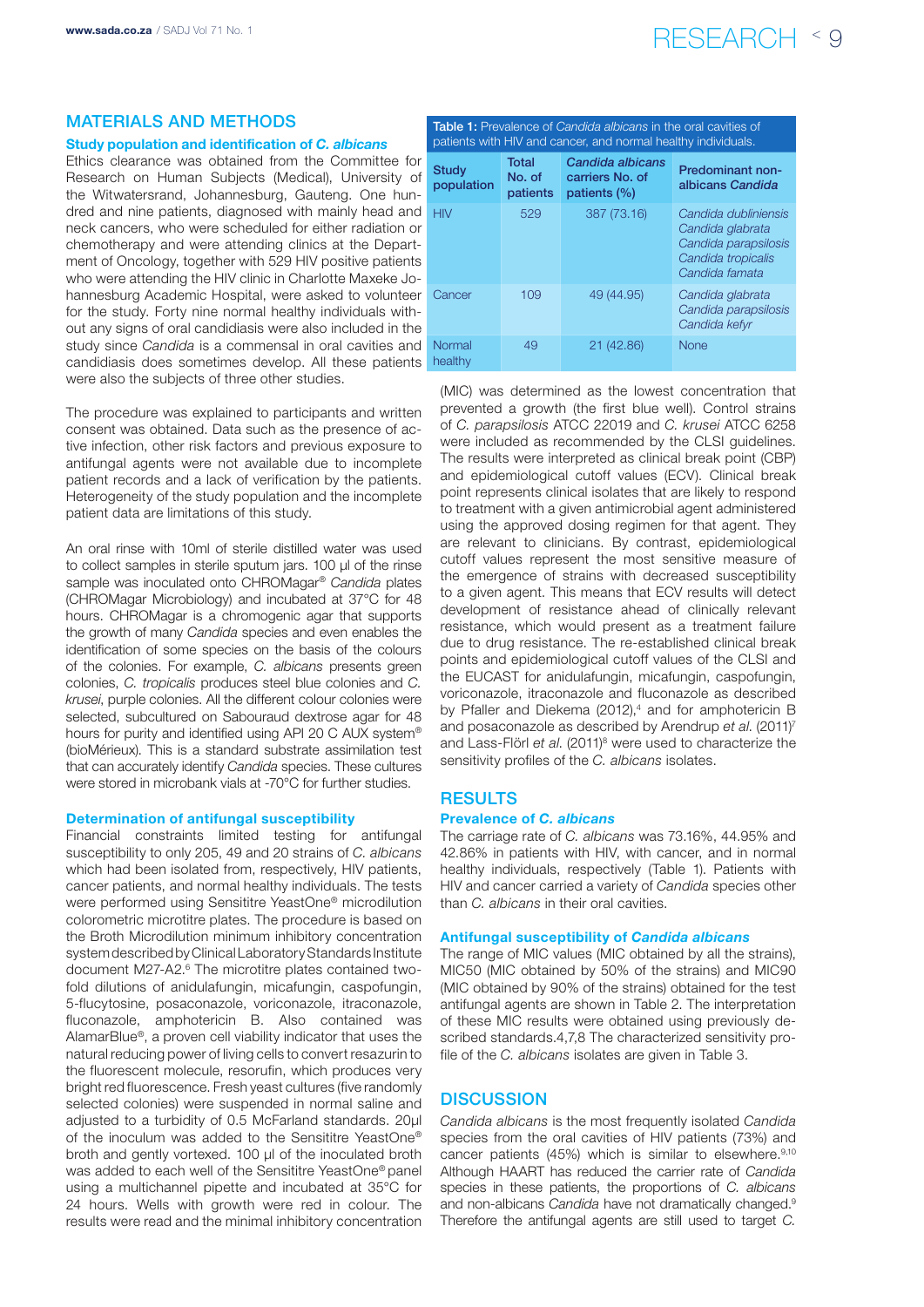## MATERIALS AND METHODS

### Study population and identification of *C. albicans*

Ethics clearance was obtained from the Committee for Research on Human Subjects (Medical), University of the Witwatersrand, Johannesburg, Gauteng. One hundred and nine patients, diagnosed with mainly head and neck cancers, who were scheduled for either radiation or chemotherapy and were attending clinics at the Department of Oncology, together with 529 HIV positive patients who were attending the HIV clinic in Charlotte Maxeke Johannesburg Academic Hospital, were asked to volunteer for the study. Forty nine normal healthy individuals without any signs of oral candidiasis were also included in the study since *Candida* is a commensal in oral cavities and candidiasis does sometimes develop. All these patients were also the subjects of three other studies.

The procedure was explained to participants and written consent was obtained. Data such as the presence of active infection, other risk factors and previous exposure to antifungal agents were not available due to incomplete patient records and a lack of verification by the patients. Heterogeneity of the study population and the incomplete patient data are limitations of this study.

An oral rinse with 10ml of sterile distilled water was used to collect samples in sterile sputum jars. 100 µl of the rinse sample was inoculated onto CHROMagar® *Candida* plates (CHROMagar Microbiology) and incubated at 37°C for 48 hours. CHROMagar is a chromogenic agar that supports the growth of many *Candida* species and even enables the identification of some species on the basis of the colours of the colonies. For example, *C. albicans* presents green colonies, *C. tropicalis* produces steel blue colonies and *C. krusei*, purple colonies. All the different colour colonies were selected, subcultured on Sabouraud dextrose agar for 48 hours for purity and identified using API 20 C AUX system® (bioMérieux). This is a standard substrate assimilation test that can accurately identify *Candida* species. These cultures were stored in microbank vials at -70°C for further studies.

### Determination of antifungal susceptibility

Financial constraints limited testing for antifungal susceptibility to only 205, 49 and 20 strains of *C. albicans* which had been isolated from, respectively, HIV patients, cancer patients, and normal healthy individuals. The tests were performed using Sensititre YeastOne® microdilution colorometric microtitre plates. The procedure is based on the Broth Microdilution minimum inhibitory concentration system described by Clinical Laboratory Standards Institute document M27-A2.[6] The microtitre plates contained two-fold dilutions of anidulafungin, micafungin, caspofungin, 5-flucytosine, posaconazole, voriconazole, itraconazole, fluconazole, amphotericin B. Also contained was AlamarBlue®, a proven cell viability indicator that uses the natural reducing power of living cells to convert resazurin to the fluorescent molecule, resorufin, which produces very bright red fluorescence. Fresh yeast cultures (five randomly selected colonies) were suspended in normal saline and adjusted to a turbidity of 0.5 McFarland standards. 20µl of the inoculum was added to the Sensititre YeastOne® broth and gently vortexed. 100 µl of the inoculated broth was added to each well of the Sensititre YeastOne® panel using a multichannel pipette and incubated at 35°C for 24 hours. Wells with growth were red in colour. The results were read and the minimal inhibitory concentration (MIC) was determined as the lowest concentration that prevented a growth (the first blue well). Control strains of *C. parapsilosis* ATCC 22019 and *C. krusei* ATCC 6258 were included as recommended by the CLSI guidelines. The results were interpreted as clinical break point (CBP) and epidemiological cutoff values (ECV). Clinical break point represents clinical isolates that are likely to respond to treatment with a given antimicrobial agent administered using the approved dosing regimen for that agent. They are relevant to clinicians. By contrast, epidemiological cutoff values represent the most sensitive measure of the emergence of strains with decreased susceptibility to a given agent. This means that ECV results will detect development of resistance ahead of clinically relevant resistance, which would present as a treatment failure due to drug resistance. The re-established clinical break points and epidemiological cutoff values of the CLSI and the EUCAST for anidulafungin, micafungin, caspofungin, voriconazole, itraconazole and fluconazole as described by Pfaller and Diekema (2012),[4] and for amphotericin B and posaconazole as described by Arendrup *et al.* (2011)[7] and Lass-Flörl *et al.* (2011)[8] were used to characterize the sensitivity profiles of the *C. albicans* isolates.

**Table 1:** Prevalence of *Candida albicans* in the oral cavities of patients with HIV and cancer, and normal healthy individuals.

| Study population | Total No. of patients | *Candida albicans* carriers No. of patients (%) | Predominant non-albicans *Candida* |
|---|---|---|---|
| HIV | 529 | 387 (73.16) | *Candida dubliniensis*<br>*Candida glabrata*<br>*Candida parapsilosis*<br>*Candida tropicalis*<br>*Candida famata* |
| Cancer | 109 | 49 (44.95) | *Candida glabrata*<br>*Candida parapsilosis*<br>*Candida kefyr* |
| Normal healthy | 49 | 21 (42.86) | None |

## RESULTS

### Prevalence of *C. albicans*

The carriage rate of *C. albicans* was 73.16%, 44.95% and 42.86% in patients with HIV, with cancer, and in normal healthy individuals, respectively (Table 1). Patients with HIV and cancer carried a variety of *Candida* species other than *C. albicans* in their oral cavities.

### Antifungal susceptibility of *Candida albicans*

The range of MIC values (MIC obtained by all the strains), MIC50 (MIC obtained by 50% of the strains) and MIC90 (MIC obtained by 90% of the strains) obtained for the test antifungal agents are shown in Table 2. The interpretation of these MIC results were obtained using previously described standards.4,7,8 The characterized sensitivity profile of the *C. albicans* isolates are given in Table 3.

## DISCUSSION

*Candida albicans* is the most frequently isolated *Candida* species from the oral cavities of HIV patients (73%) and cancer patients (45%) which is similar to elsewhere.[9,10] Although HAART has reduced the carrier rate of *Candida* species in these patients, the proportions of *C. albicans* and non-albicans *Candida* have not dramatically changed.[9] Therefore the antifungal agents are still used to target *C.*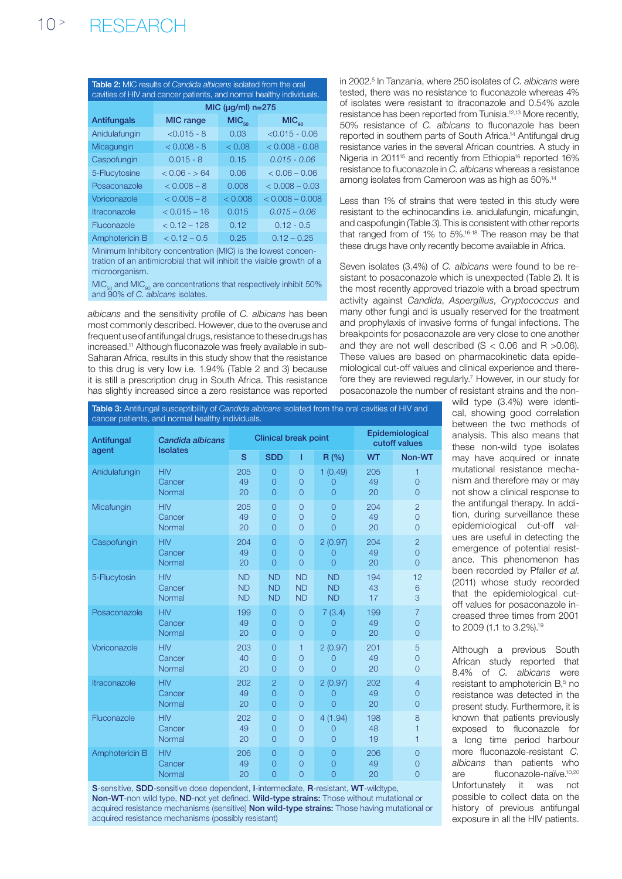**Table 2:** MIC results of *Candida albicans* isolated from the oral cavities of HIV and cancer patients, and normal healthy individuals.

| Antifungals | MIC (µg/ml) n=275 | | |
|---|---|---|---|
| | MIC range | $MIC_{50}$ | $MIC_{90}$ |
| Anidulafungin | <0.015 - 8 | 0.03 | <0.015 - 0.06 |
| Micagungin | < 0.008 - 8 | < 0.08 | < 0.008 - 0.08 |
| Caspofungin | 0.015 - 8 | 0.15 | *0.015 - 0.06* |
| 5-Flucytosine | < 0.06 - > 64 | 0.06 | < 0.06 – 0.06 |
| Posaconazole | < 0.008 – 8 | 0.008 | < 0.008 – 0.03 |
| Voriconazole | < 0.008 – 8 | < 0.008 | < 0.008 – 0.008 |
| Itraconazole | < 0.015 – 16 | 0.015 | *0.015 – 0.06* |
| Fluconazole | < 0.12 – 128 | 0.12 | 0.12 - 0.5 |
| Amphotericin B | < 0.12 – 0.5 | 0.25 | 0.12 – 0.25 |

Minimum Inhibitory concentration (MIC) is the lowest concentration of an antimicrobial that will inhibit the visible growth of a microorganism.

$MIC_{50}$ and $MIC_{90}$ are concentrations that respectively inhibit 50% and 90% of *C. albicans* isolates.

*albicans* and the sensitivity profile of *C. albicans* has been most commonly described. However, due to the overuse and frequent use of antifungal drugs, resistance to these drugs has increased.[11] Although fluconazole was freely available in sub-Saharan Africa, results in this study show that the resistance to this drug is very low i.e. 1.94% (Table 2 and 3) because it is still a prescription drug in South Africa. This resistance has slightly increased since a zero resistance was reported in 2002.[5] In Tanzania, where 250 isolates of *C. albicans* were tested, there was no resistance to fluconazole whereas 4% of isolates were resistant to itraconazole and 0.54% azole resistance has been reported from Tunisia.[12,13] More recently, 50% resistance of *C. albicans* to fluconazole has been reported in southern parts of South Africa.[14] Antifungal drug resistance varies in the several African countries. A study in Nigeria in 2011[15] and recently from Ethiopia[16] reported 16% resistance to fluconazole in *C. albicans* whereas a resistance among isolates from Cameroon was as high as 50%.[14]

Less than 1% of strains that were tested in this study were resistant to the echinocandins i.e. anidulafungin, micafungin, and caspofungin (Table 3). This is consistent with other reports that ranged from of 1% to 5%.[16-18] The reason may be that these drugs have only recently become available in Africa.

Seven isolates (3.4%) of *C. albicans* were found to be resistant to posaconazole which is unexpected (Table 2). It is the most recently approved triazole with a broad spectrum activity against *Candida*, *Aspergillus*, *Cryptococcus* and many other fungi and is usually reserved for the treatment and prophylaxis of invasive forms of fungal infections. The breakpoints for posaconazole are very close to one another and they are not well described (S < 0.06 and R >0.06). These values are based on pharmacokinetic data epidemiological cut-off values and clinical experience and therefore they are reviewed regularly.[7] However, in our study for posaconazole the number of resistant strains and the non-wild type (3.4%) were identical, showing good correlation between the two methods of analysis. This also means that these non-wild type isolates may have acquired or innate mutational resistance mechanism and therefore may or may not show a clinical response to the antifungal therapy. In addition, during surveillance these epidemiological cut-off values are useful in detecting the emergence of potential resistance. This phenomenon has been recorded by Pfaller *et al.* (2011) whose study recorded that the epidemiological cut-off values for posaconazole increased three times from 2001 to 2009 (1.1 to 3.2%).[19]

Although a previous South African study reported that 8.4% of *C. albicans* were resistant to amphotericin B,[5] no resistance was detected in the present study. Furthermore, it is known that patients previously exposed to fluconazole for a long time period harbour more fluconazole-resistant *C. albicans* than patients who are fluconazole-naïve.[10,20] Unfortunately it was not possible to collect data on the history of previous antifungal exposure in all the HIV patients.

**Table 3:** Antifungal susceptibility of *Candida albicans* isolated from the oral cavities of HIV and cancer patients, and normal healthy individuals.

| Antifungal agent | *Candida albicans* Isolates | Clinical break point | | | | Epidemiological cutoff values | |
|---|---|---|---|---|---|---|---|
| | | S | SDD | I | R (%) | WT | Non-WT |
| Anidulafungin | HIV | 205 | 0 | 0 | 1 (0.49) | 205 | 1 |
| | Cancer | 49 | 0 | 0 | 0 | 49 | 0 |
| | Normal | 20 | 0 | 0 | 0 | 20 | 0 |
| Micafungin | HIV | 205 | 0 | 0 | 0 | 204 | 2 |
| | Cancer | 49 | 0 | 0 | 0 | 49 | 0 |
| | Normal | 20 | 0 | 0 | 0 | 20 | 0 |
| Caspofungin | HIV | 204 | 0 | 0 | 2 (0.97) | 204 | 2 |
| | Cancer | 49 | 0 | 0 | 0 | 49 | 0 |
| | Normal | 20 | 0 | 0 | 0 | 20 | 0 |
| 5-Flucytosin | HIV | ND | ND | ND | ND | 194 | 12 |
| | Cancer | ND | ND | ND | ND | 43 | 6 |
| | Normal | ND | ND | ND | ND | 17 | 3 |
| Posaconazole | HIV | 199 | 0 | 0 | 7 (3.4) | 199 | 7 |
| | Cancer | 49 | 0 | 0 | 0 | 49 | 0 |
| | Normal | 20 | 0 | 0 | 0 | 20 | 0 |
| Voriconazole | HIV | 203 | 0 | 1 | 2 (0.97) | 201 | 5 |
| | Cancer | 40 | 0 | 0 | 0 | 49 | 0 |
| | Normal | 20 | 0 | 0 | 0 | 20 | 0 |
| Itraconazole | HIV | 202 | 2 | 0 | 2 (0.97) | 202 | 4 |
| | Cancer | 49 | 0 | 0 | 0 | 49 | 0 |
| | Normal | 20 | 0 | 0 | 0 | 20 | 0 |
| Fluconazole | HIV | 202 | 0 | 0 | 4 (1.94) | 198 | 8 |
| | Cancer | 49 | 0 | 0 | 0 | 48 | 1 |
| | Normal | 20 | 0 | 0 | 0 | 19 | 1 |
| Amphotericin B | HIV | 206 | 0 | 0 | 0 | 206 | 0 |
| | Cancer | 49 | 0 | 0 | 0 | 49 | 0 |
| | Normal | 20 | 0 | 0 | 0 | 20 | 0 |

**S**-sensitive, **SDD**-sensitive dose dependent, **I**-intermediate, **R**-resistant, **WT**-wildtype, **Non-WT**-non wild type, **ND**-not yet defined. **Wild-type strains:** Those without mutational or acquired resistance mechanisms (sensitive) **Non wild-type strains:** Those having mutational or acquired resistance mechanisms (possibly resistant)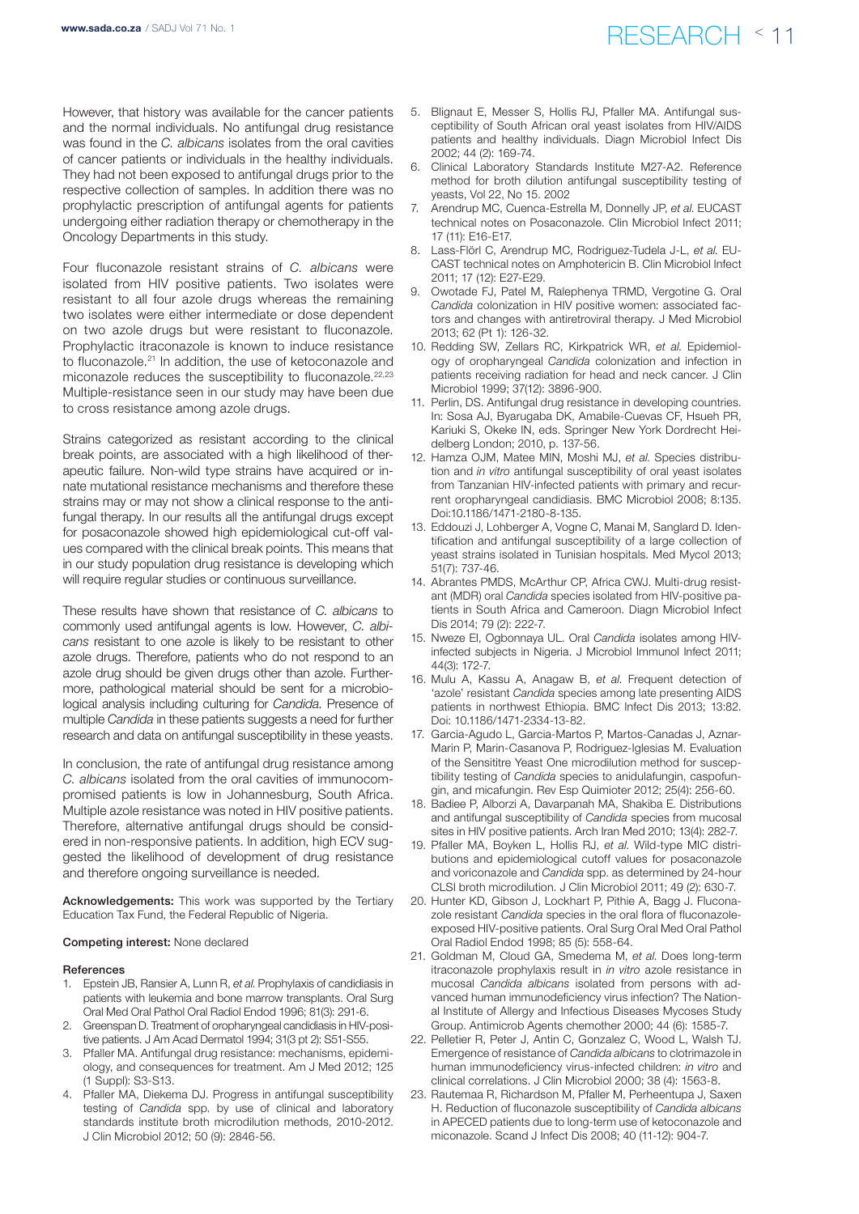However, that history was available for the cancer patients and the normal individuals. No antifungal drug resistance was found in the *C. albicans* isolates from the oral cavities of cancer patients or individuals in the healthy individuals. They had not been exposed to antifungal drugs prior to the respective collection of samples. In addition there was no prophylactic prescription of antifungal agents for patients undergoing either radiation therapy or chemotherapy in the Oncology Departments in this study.

Four fluconazole resistant strains of *C. albicans* were isolated from HIV positive patients. Two isolates were resistant to all four azole drugs whereas the remaining two isolates were either intermediate or dose dependent on two azole drugs but were resistant to fluconazole. Prophylactic itraconazole is known to induce resistance to fluconazole.[21] In addition, the use of ketoconazole and miconazole reduces the susceptibility to fluconazole.[22,23] Multiple-resistance seen in our study may have been due to cross resistance among azole drugs.

Strains categorized as resistant according to the clinical break points, are associated with a high likelihood of therapeutic failure. Non-wild type strains have acquired or innate mutational resistance mechanisms and therefore these strains may or may not show a clinical response to the antifungal therapy. In our results all the antifungal drugs except for posaconazole showed high epidemiological cut-off values compared with the clinical break points. This means that in our study population drug resistance is developing which will require regular studies or continuous surveillance.

These results have shown that resistance of *C. albicans* to commonly used antifungal agents is low. However, *C. albicans* resistant to one azole is likely to be resistant to other azole drugs. Therefore, patients who do not respond to an azole drug should be given drugs other than azole. Furthermore, pathological material should be sent for a microbiological analysis including culturing for *Candida*. Presence of multiple *Candida* in these patients suggests a need for further research and data on antifungal susceptibility in these yeasts.

In conclusion, the rate of antifungal drug resistance among *C. albicans* isolated from the oral cavities of immunocompromised patients is low in Johannesburg, South Africa. Multiple azole resistance was noted in HIV positive patients. Therefore, alternative antifungal drugs should be considered in non-responsive patients. In addition, high ECV suggested the likelihood of development of drug resistance and therefore ongoing surveillance is needed.

**Acknowledgements:** This work was supported by the Tertiary Education Tax Fund, the Federal Republic of Nigeria.

**Competing interest:** None declared

**References**

1. Epstein JB, Ransier A, Lunn R, *et al.* Prophylaxis of candidiasis in patients with leukemia and bone marrow transplants. Oral Surg Oral Med Oral Pathol Oral Radiol Endod 1996; 81(3): 291-6.
2. Greenspan D. Treatment of oropharyngeal candidiasis in HIV-positive patients. J Am Acad Dermatol 1994; 31(3 pt 2): S51-S55.
3. Pfaller MA. Antifungal drug resistance: mechanisms, epidemiology, and consequences for treatment. Am J Med 2012; 125 (1 Suppl): S3-S13.
4. Pfaller MA, Diekema DJ. Progress in antifungal susceptibility testing of *Candida* spp. by use of clinical and laboratory standards institute broth microdilution methods, 2010-2012. J Clin Microbiol 2012; 50 (9): 2846-56.
5. Blignaut E, Messer S, Hollis RJ, Pfaller MA. Antifungal susceptibility of South African oral yeast isolates from HIV/AIDS patients and healthy individuals. Diagn Microbiol Infect Dis 2002; 44 (2): 169-74.
6. Clinical Laboratory Standards Institute M27-A2. Reference method for broth dilution antifungal susceptibility testing of yeasts, Vol 22, No 15. 2002
7. Arendrup MC, Cuenca-Estrella M, Donnelly JP, *et al.* EUCAST technical notes on Posaconazole. Clin Microbiol Infect 2011; 17 (11): E16-E17.
8. Lass-Flörl C, Arendrup MC, Rodriguez-Tudela J-L, *et al.* EUCAST technical notes on Amphotericin B. Clin Microbiol Infect 2011; 17 (12): E27-E29.
9. Owotade FJ, Patel M, Ralephenya TRMD, Vergotine G. Oral *Candida* colonization in HIV positive women: associated factors and changes with antiretroviral therapy. J Med Microbiol 2013; 62 (Pt 1): 126-32.
10. Redding SW, Zellars RC, Kirkpatrick WR, *et al.* Epidemiology of oropharyngeal *Candida* colonization and infection in patients receiving radiation for head and neck cancer. J Clin Microbiol 1999; 37(12): 3896-900.
11. Perlin, DS. Antifungal drug resistance in developing countries. In: Sosa AJ, Byarugaba DK, Amabile-Cuevas CF, Hsueh PR, Kariuki S, Okeke IN, eds. Springer New York Dordrecht Heidelberg London; 2010, p. 137-56.
12. Hamza OJM, Matee MIN, Moshi MJ, *et al.* Species distribution and *in vitro* antifungal susceptibility of oral yeast isolates from Tanzanian HIV-infected patients with primary and recurrent oropharyngeal candidiasis. BMC Microbiol 2008; 8:135. Doi:10.1186/1471-2180-8-135.
13. Eddouzi J, Lohberger A, Vogne C, Manai M, Sanglard D. Identification and antifungal susceptibility of a large collection of yeast strains isolated in Tunisian hospitals. Med Mycol 2013; 51(7): 737-46.
14. Abrantes PMDS, McArthur CP, Africa CWJ. Multi-drug resistant (MDR) oral *Candida* species isolated from HIV-positive patients in South Africa and Cameroon. Diagn Microbiol Infect Dis 2014; 79 (2): 222-7.
15. Nweze EI, Ogbonnaya UL. Oral *Candida* isolates among HIV-infected subjects in Nigeria. J Microbiol Immunol Infect 2011; 44(3): 172-7.
16. Mulu A, Kassu A, Anagaw B, *et al.* Frequent detection of 'azole' resistant *Candida* species among late presenting AIDS patients in northwest Ethiopia. BMC Infect Dis 2013; 13:82. Doi: 10.1186/1471-2334-13-82.
17. Garcia-Agudo L, Garcia-Martos P, Martos-Canadas J, Aznar-Marin P, Marin-Casanova P, Rodriguez-Iglesias M. Evaluation of the Sensititre Yeast One microdilution method for susceptibility testing of *Candida* species to anidulafungin, caspofungin, and micafungin. Rev Esp Quimioter 2012; 25(4): 256-60.
18. Badiee P, Alborzi A, Davarpanah MA, Shakiba E. Distributions and antifungal susceptibility of *Candida* species from mucosal sites in HIV positive patients. Arch Iran Med 2010; 13(4): 282-7.
19. Pfaller MA, Boyken L, Hollis RJ, *et al.* Wild-type MIC distributions and epidemiological cutoff values for posaconazole and voriconazole and *Candida* spp. as determined by 24-hour CLSI broth microdilution. J Clin Microbiol 2011; 49 (2): 630-7.
20. Hunter KD, Gibson J, Lockhart P, Pithie A, Bagg J. Fluconazole resistant *Candida* species in the oral flora of fluconazole-exposed HIV-positive patients. Oral Surg Oral Med Oral Pathol Oral Radiol Endod 1998; 85 (5): 558-64.
21. Goldman M, Cloud GA, Smedema M, *et al.* Does long-term itraconazole prophylaxis result in *in vitro* azole resistance in mucosal *Candida albicans* isolated from persons with advanced human immunodeficiency virus infection? The National Institute of Allergy and Infectious Diseases Mycoses Study Group. Antimicrob Agents chemother 2000; 44 (6): 1585-7.
22. Pelletier R, Peter J, Antin C, Gonzalez C, Wood L, Walsh TJ. Emergence of resistance of *Candida albicans* to clotrimazole in human immunodeficiency virus-infected children: *in vitro* and clinical correlations. J Clin Microbiol 2000; 38 (4): 1563-8.
23. Rautemaa R, Richardson M, Pfaller M, Perheentupa J, Saxen H. Reduction of fluconazole susceptibility of *Candida albicans* in APECED patients due to long-term use of ketoconazole and miconazole. Scand J Infect Dis 2008; 40 (11-12): 904-7.